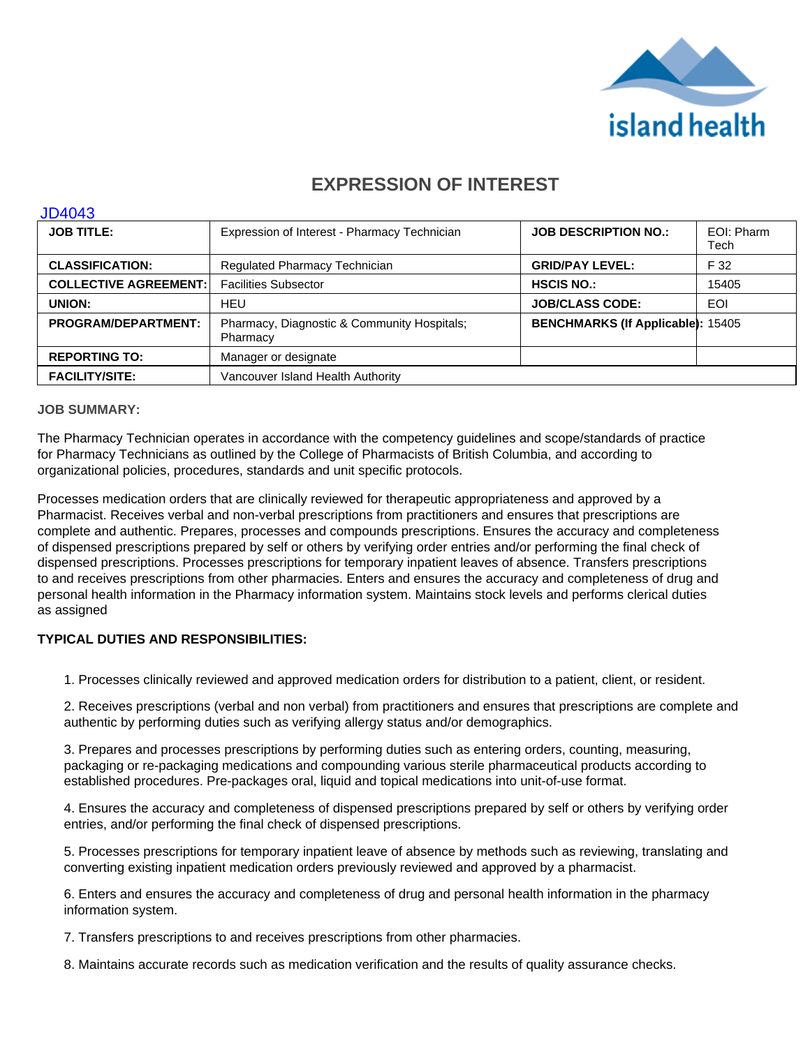# EXPRESSION OF INTEREST

JD4043

| | | | |
|---|---|---|---|
| **JOB TITLE:** | Expression of Interest - Pharmacy Technician | **JOB DESCRIPTION NO.:** | EOI: Pharm Tech |
| **CLASSIFICATION:** | Regulated Pharmacy Technician | **GRID/PAY LEVEL:** | F 32 |
| **COLLECTIVE AGREEMENT:** | Facilities Subsector | **HSCIS NO.:** | 15405 |
| **UNION:** | HEU | **JOB/CLASS CODE:** | EOI |
| **PROGRAM/DEPARTMENT:** | Pharmacy, Diagnostic & Community Hospitals; Pharmacy | **BENCHMARKS (If Applicable):** | 15405 |
| **REPORTING TO:** | Manager or designate | | |
| **FACILITY/SITE:** | Vancouver Island Health Authority | | |

**JOB SUMMARY:**

The Pharmacy Technician operates in accordance with the competency guidelines and scope/standards of practice for Pharmacy Technicians as outlined by the College of Pharmacists of British Columbia, and according to organizational policies, procedures, standards and unit specific protocols.

Processes medication orders that are clinically reviewed for therapeutic appropriateness and approved by a Pharmacist. Receives verbal and non-verbal prescriptions from practitioners and ensures that prescriptions are complete and authentic. Prepares, processes and compounds prescriptions. Ensures the accuracy and completeness of dispensed prescriptions prepared by self or others by verifying order entries and/or performing the final check of dispensed prescriptions. Processes prescriptions for temporary inpatient leaves of absence. Transfers prescriptions to and receives prescriptions from other pharmacies. Enters and ensures the accuracy and completeness of drug and personal health information in the Pharmacy information system. Maintains stock levels and performs clerical duties as assigned

**TYPICAL DUTIES AND RESPONSIBILITIES:**

1. Processes clinically reviewed and approved medication orders for distribution to a patient, client, or resident.

2. Receives prescriptions (verbal and non verbal) from practitioners and ensures that prescriptions are complete and authentic by performing duties such as verifying allergy status and/or demographics.

3. Prepares and processes prescriptions by performing duties such as entering orders, counting, measuring, packaging or re-packaging medications and compounding various sterile pharmaceutical products according to established procedures. Pre-packages oral, liquid and topical medications into unit-of-use format.

4. Ensures the accuracy and completeness of dispensed prescriptions prepared by self or others by verifying order entries, and/or performing the final check of dispensed prescriptions.

5. Processes prescriptions for temporary inpatient leave of absence by methods such as reviewing, translating and converting existing inpatient medication orders previously reviewed and approved by a pharmacist.

6. Enters and ensures the accuracy and completeness of drug and personal health information in the pharmacy information system.

7. Transfers prescriptions to and receives prescriptions from other pharmacies.

8. Maintains accurate records such as medication verification and the results of quality assurance checks.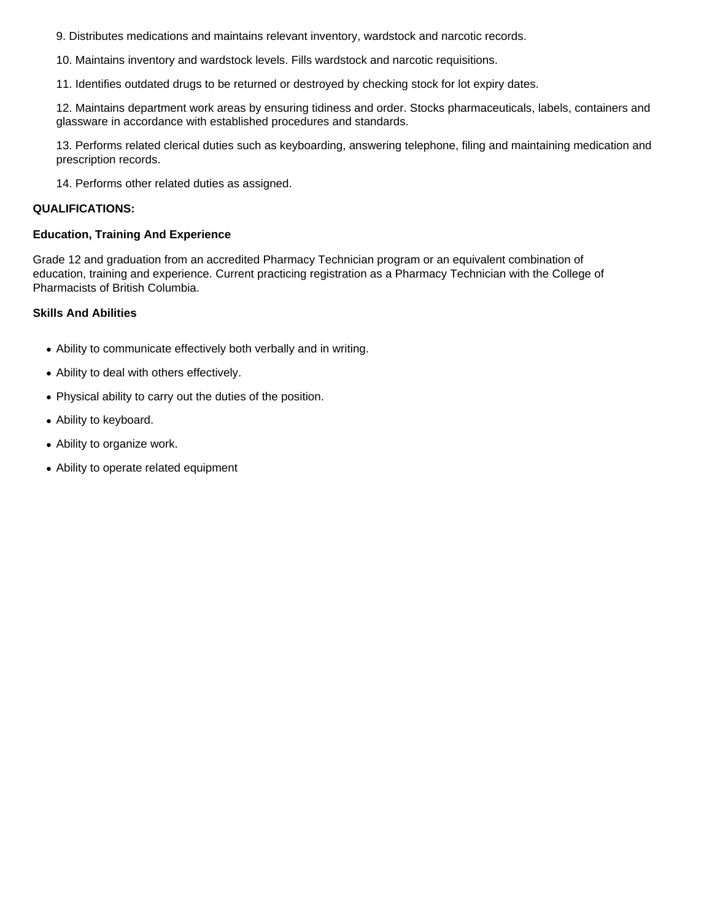9. Distributes medications and maintains relevant inventory, wardstock and narcotic records.

10. Maintains inventory and wardstock levels. Fills wardstock and narcotic requisitions.

11. Identifies outdated drugs to be returned or destroyed by checking stock for lot expiry dates.

12. Maintains department work areas by ensuring tidiness and order. Stocks pharmaceuticals, labels, containers and glassware in accordance with established procedures and standards.

13. Performs related clerical duties such as keyboarding, answering telephone, filing and maintaining medication and prescription records.

14. Performs other related duties as assigned.

**QUALIFICATIONS:**

**Education, Training And Experience**

Grade 12 and graduation from an accredited Pharmacy Technician program or an equivalent combination of education, training and experience. Current practicing registration as a Pharmacy Technician with the College of Pharmacists of British Columbia.

**Skills And Abilities**

- Ability to communicate effectively both verbally and in writing.
- Ability to deal with others effectively.
- Physical ability to carry out the duties of the position.
- Ability to keyboard.
- Ability to organize work.
- Ability to operate related equipment